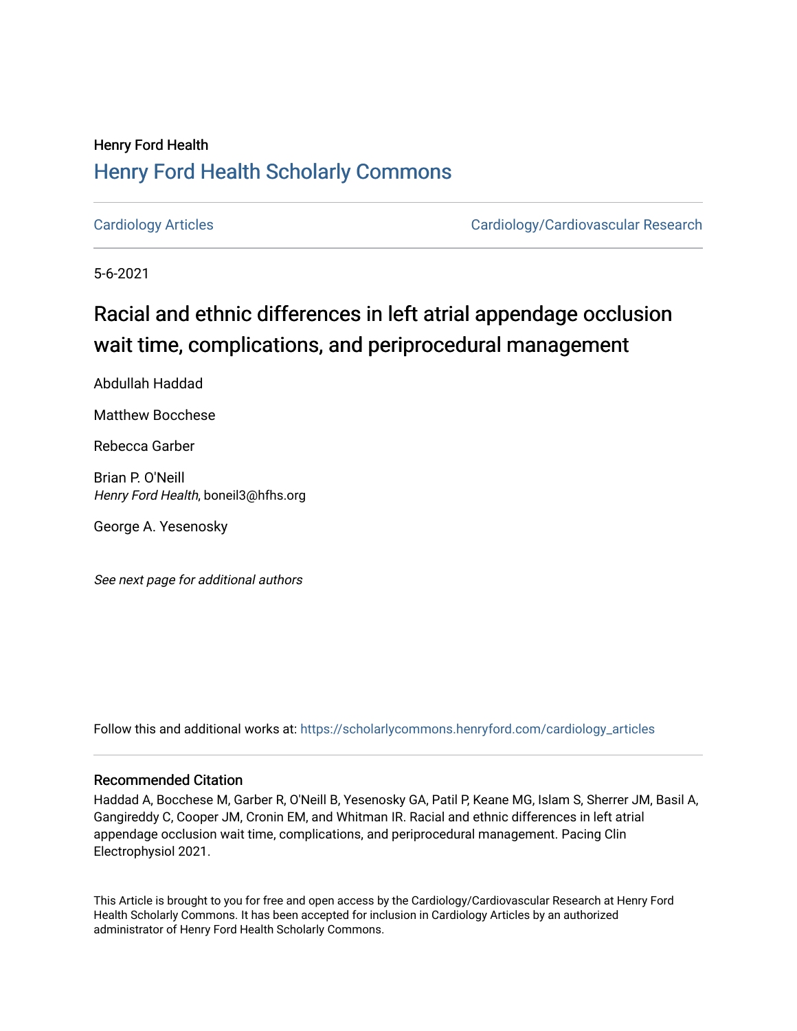Henry Ford Health

# Henry Ford Health Scholarly Commons

Cardiology Articles

Cardiology/Cardiovascular Research

5-6-2021

# Racial and ethnic differences in left atrial appendage occlusion wait time, complications, and periprocedural management

Abdullah Haddad

Matthew Bocchese

Rebecca Garber

Brian P. O'Neill
*Henry Ford Health*, boneil3@hfhs.org

George A. Yesenosky

*See next page for additional authors*

Follow this and additional works at: https://scholarlycommons.henryford.com/cardiology_articles

## Recommended Citation

Haddad A, Bocchese M, Garber R, O'Neill B, Yesenosky GA, Patil P, Keane MG, Islam S, Sherrer JM, Basil A, Gangireddy C, Cooper JM, Cronin EM, and Whitman IR. Racial and ethnic differences in left atrial appendage occlusion wait time, complications, and periprocedural management. Pacing Clin Electrophysiol 2021.

This Article is brought to you for free and open access by the Cardiology/Cardiovascular Research at Henry Ford Health Scholarly Commons. It has been accepted for inclusion in Cardiology Articles by an authorized administrator of Henry Ford Health Scholarly Commons.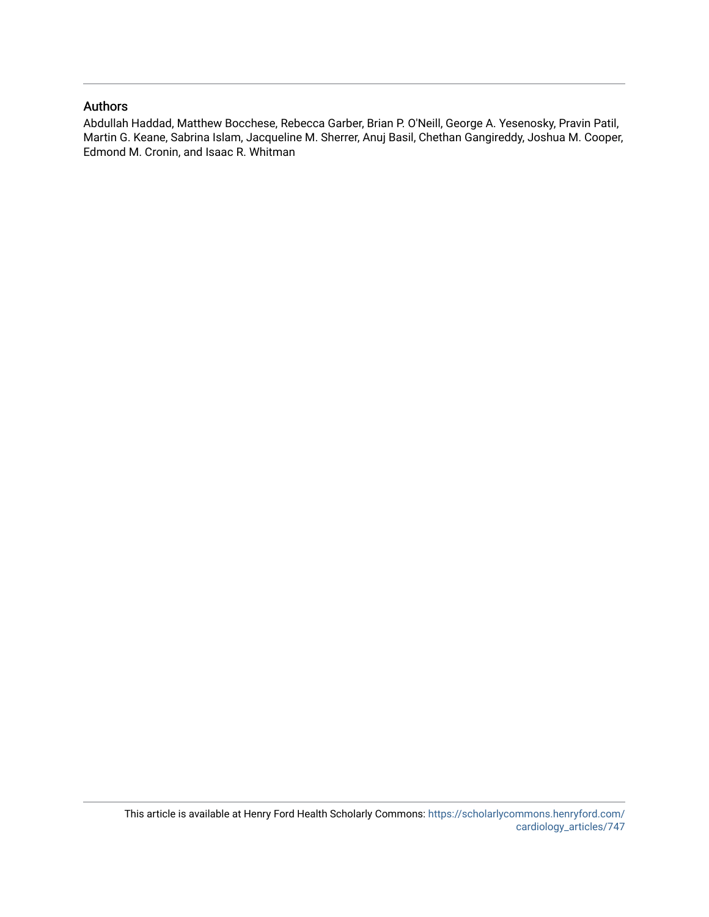## Authors

Abdullah Haddad, Matthew Bocchese, Rebecca Garber, Brian P. O'Neill, George A. Yesenosky, Pravin Patil, Martin G. Keane, Sabrina Islam, Jacqueline M. Sherrer, Anuj Basil, Chethan Gangireddy, Joshua M. Cooper, Edmond M. Cronin, and Isaac R. Whitman

This article is available at Henry Ford Health Scholarly Commons: https://scholarlycommons.henryford.com/cardiology_articles/747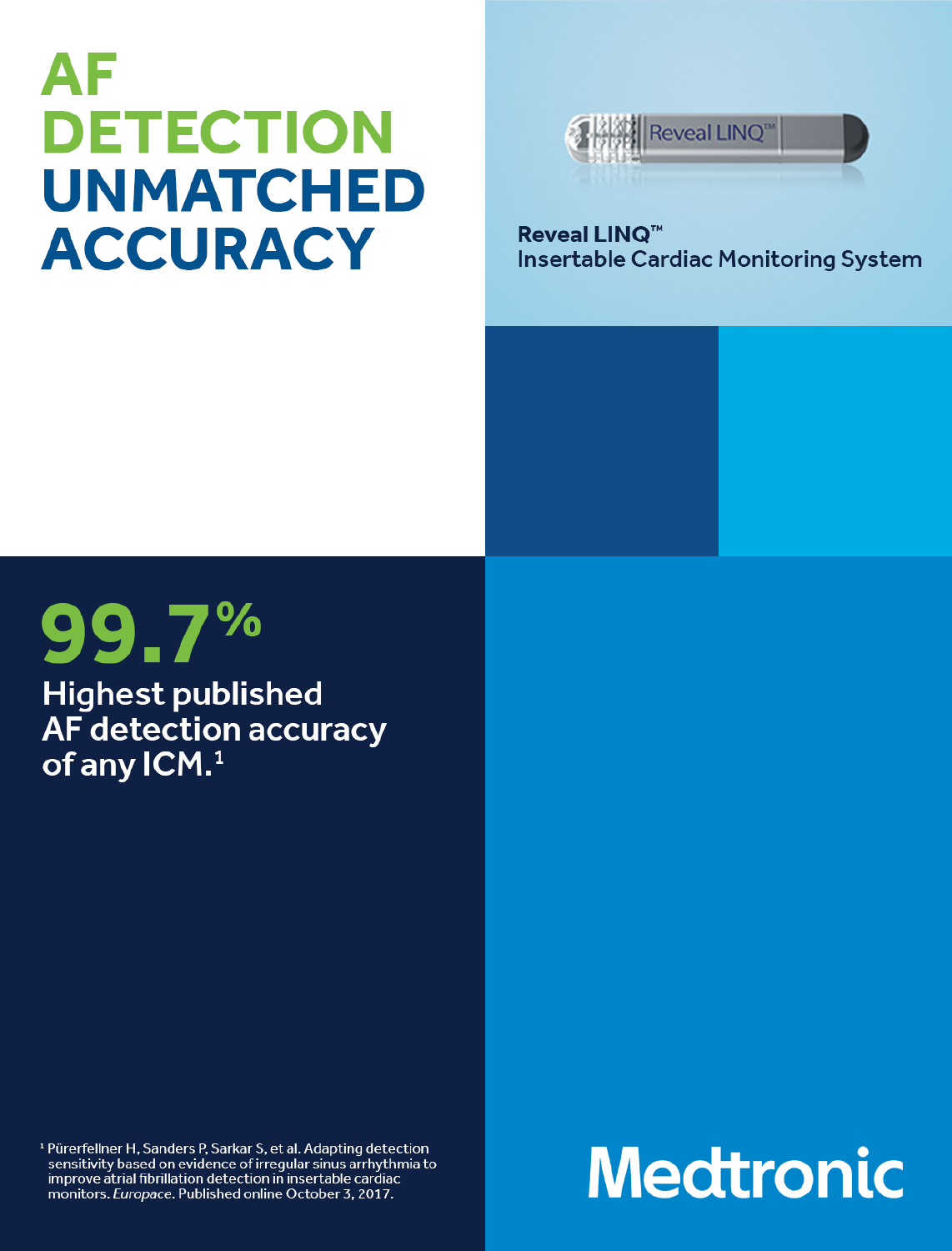# AF DETECTION UNMATCHED ACCURACY

**Reveal LINQ™**
Insertable Cardiac Monitoring System

## 99.7%

**Highest published AF detection accuracy of any ICM.[1]**

[1] Pürerfellner H, Sanders P, Sarkar S, et al. Adapting detection sensitivity based on evidence of irregular sinus arrhythmia to improve atrial fibrillation detection in insertable cardiac monitors. *Europace*. Published online October 3, 2017.

Medtronic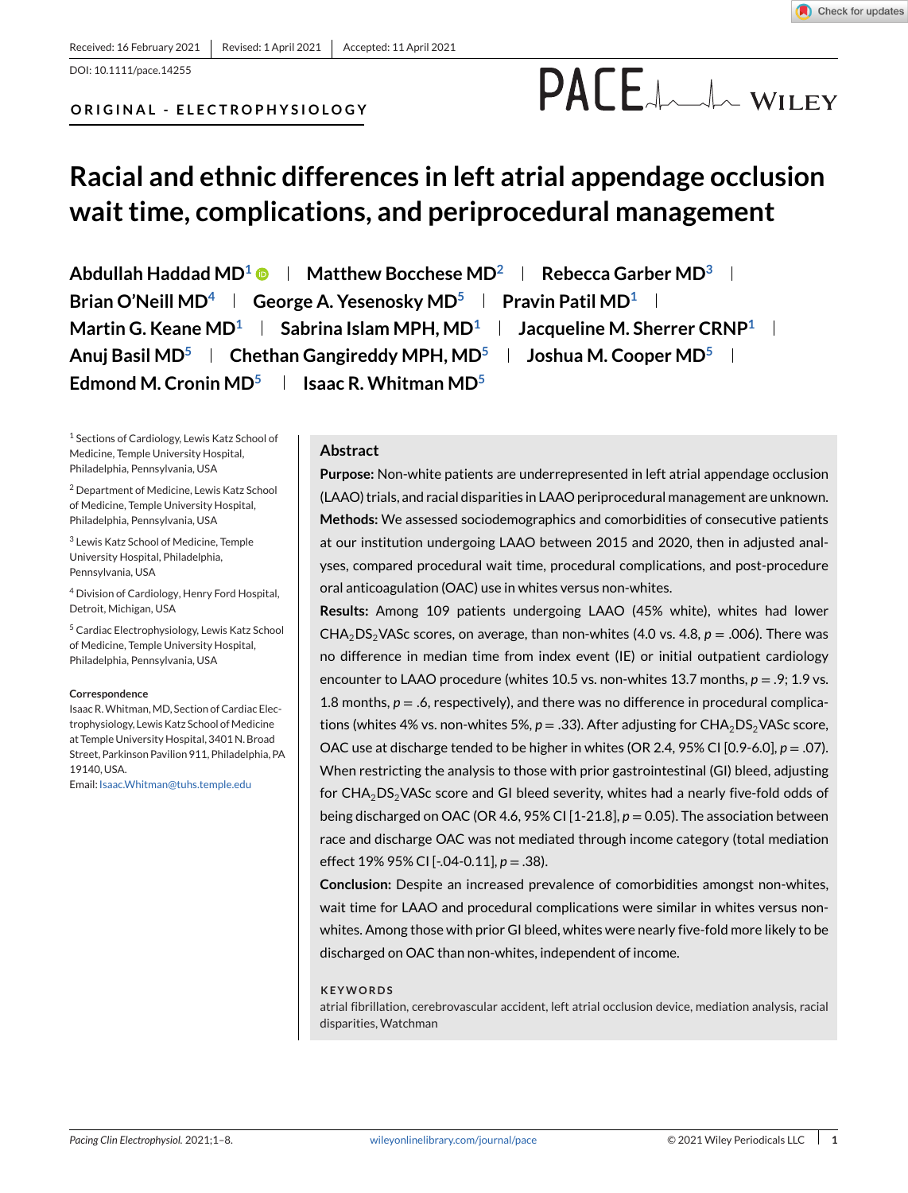ORIGINAL - ELECTROPHYSIOLOGY

# Racial and ethnic differences in left atrial appendage occlusion wait time, complications, and periprocedural management

Abdullah Haddad MD[1] | Matthew Bocchese MD[2] | Rebecca Garber MD[3] | Brian O'Neill MD[4] | George A. Yesenosky MD[5] | Pravin Patil MD[1] | Martin G. Keane MD[1] | Sabrina Islam MPH, MD[1] | Jacqueline M. Sherrer CRNP[1] | Anuj Basil MD[5] | Chethan Gangireddy MPH, MD[5] | Joshua M. Cooper MD[5] | Edmond M. Cronin MD[5] | Isaac R. Whitman MD[5]

[1] Sections of Cardiology, Lewis Katz School of Medicine, Temple University Hospital, Philadelphia, Pennsylvania, USA

[2] Department of Medicine, Lewis Katz School of Medicine, Temple University Hospital, Philadelphia, Pennsylvania, USA

[3] Lewis Katz School of Medicine, Temple University Hospital, Philadelphia, Pennsylvania, USA

[4] Division of Cardiology, Henry Ford Hospital, Detroit, Michigan, USA

[5] Cardiac Electrophysiology, Lewis Katz School of Medicine, Temple University Hospital, Philadelphia, Pennsylvania, USA

**Correspondence**
Isaac R. Whitman, MD, Section of Cardiac Electrophysiology, Lewis Katz School of Medicine at Temple University Hospital, 3401 N. Broad Street, Parkinson Pavilion 911, Philadelphia, PA 19140, USA.
Email: Isaac.Whitman@tuhs.temple.edu

## Abstract

**Purpose:** Non-white patients are underrepresented in left atrial appendage occlusion (LAAO) trials, and racial disparities in LAAO periprocedural management are unknown.

**Methods:** We assessed sociodemographics and comorbidities of consecutive patients at our institution undergoing LAAO between 2015 and 2020, then in adjusted analyses, compared procedural wait time, procedural complications, and post-procedure oral anticoagulation (OAC) use in whites versus non-whites.

**Results:** Among 109 patients undergoing LAAO (45% white), whites had lower $CHA_2DS_2VASc$ scores, on average, than non-whites (4.0 vs. 4.8, $p = .006$). There was no difference in median time from index event (IE) or initial outpatient cardiology encounter to LAAO procedure (whites 10.5 vs. non-whites 13.7 months, $p = .9$; 1.9 vs. 1.8 months, $p = .6$, respectively), and there was no difference in procedural complications (whites 4% vs. non-whites 5%, $p = .33$). After adjusting for $CHA_2DS_2VASc$ score, OAC use at discharge tended to be higher in whites (OR 2.4, 95% CI [0.9-6.0], $p = .07$). When restricting the analysis to those with prior gastrointestinal (GI) bleed, adjusting for $CHA_2DS_2VASc$ score and GI bleed severity, whites had a nearly five-fold odds of being discharged on OAC (OR 4.6, 95% CI [1-21.8], $p = 0.05$). The association between race and discharge OAC was not mediated through income category (total mediation effect 19% 95% CI [-.04-0.11], $p = .38$).

**Conclusion:** Despite an increased prevalence of comorbidities amongst non-whites, wait time for LAAO and procedural complications were similar in whites versus non-whites. Among those with prior GI bleed, whites were nearly five-fold more likely to be discharged on OAC than non-whites, independent of income.

**KEYWORDS**
atrial fibrillation, cerebrovascular accident, left atrial occlusion device, mediation analysis, racial disparities, Watchman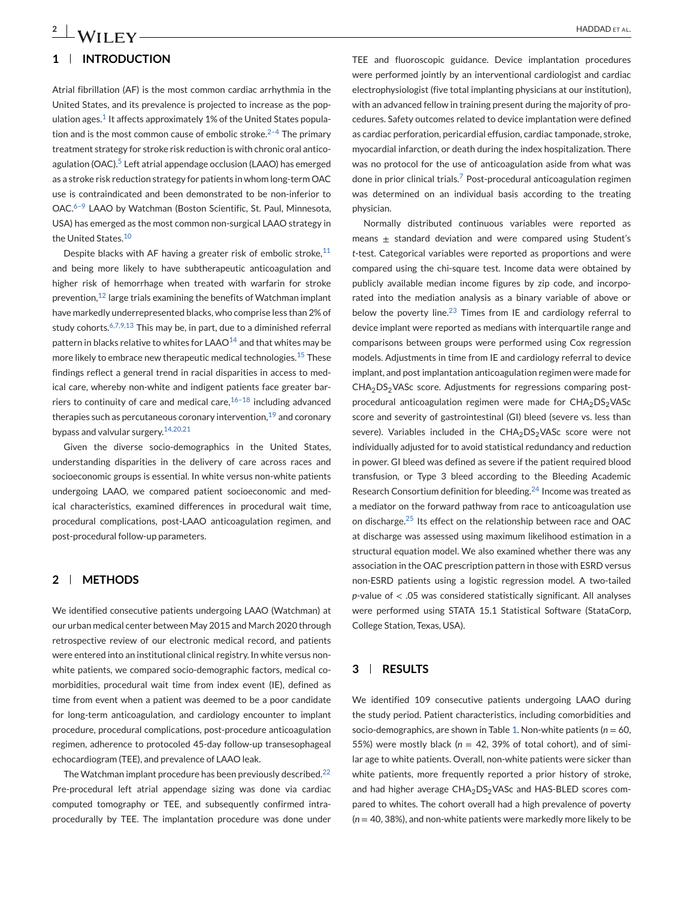## 1 | INTRODUCTION

Atrial fibrillation (AF) is the most common cardiac arrhythmia in the United States, and its prevalence is projected to increase as the population ages.[1] It affects approximately 1% of the United States population and is the most common cause of embolic stroke.[2–4] The primary treatment strategy for stroke risk reduction is with chronic oral anticoagulation (OAC).[5] Left atrial appendage occlusion (LAAO) has emerged as a stroke risk reduction strategy for patients in whom long-term OAC use is contraindicated and been demonstrated to be non-inferior to OAC.[6–9] LAAO by Watchman (Boston Scientific, St. Paul, Minnesota, USA) has emerged as the most common non-surgical LAAO strategy in the United States.[10]

Despite blacks with AF having a greater risk of embolic stroke,[11] and being more likely to have subtherapeutic anticoagulation and higher risk of hemorrhage when treated with warfarin for stroke prevention,[12] large trials examining the benefits of Watchman implant have markedly underrepresented blacks, who comprise less than 2% of study cohorts.[6,7,9,13] This may be, in part, due to a diminished referral pattern in blacks relative to whites for LAAO[14] and that whites may be more likely to embrace new therapeutic medical technologies.[15] These findings reflect a general trend in racial disparities in access to medical care, whereby non-white and indigent patients face greater barriers to continuity of care and medical care,[16–18] including advanced therapies such as percutaneous coronary intervention,[19] and coronary bypass and valvular surgery.[14,20,21]

Given the diverse socio-demographics in the United States, understanding disparities in the delivery of care across races and socioeconomic groups is essential. In white versus non-white patients undergoing LAAO, we compared patient socioeconomic and medical characteristics, examined differences in procedural wait time, procedural complications, post-LAAO anticoagulation regimen, and post-procedural follow-up parameters.

## 2 | METHODS

We identified consecutive patients undergoing LAAO (Watchman) at our urban medical center between May 2015 and March 2020 through retrospective review of our electronic medical record, and patients were entered into an institutional clinical registry. In white versus non-white patients, we compared socio-demographic factors, medical comorbidities, procedural wait time from index event (IE), defined as time from event when a patient was deemed to be a poor candidate for long-term anticoagulation, and cardiology encounter to implant procedure, procedural complications, post-procedure anticoagulation regimen, adherence to protocoled 45-day follow-up transesophageal echocardiogram (TEE), and prevalence of LAAO leak.

The Watchman implant procedure has been previously described.[22] Pre-procedural left atrial appendage sizing was done via cardiac computed tomography or TEE, and subsequently confirmed intra-procedurally by TEE. The implantation procedure was done under TEE and fluoroscopic guidance. Device implantation procedures were performed jointly by an interventional cardiologist and cardiac electrophysiologist (five total implanting physicians at our institution), with an advanced fellow in training present during the majority of procedures. Safety outcomes related to device implantation were defined as cardiac perforation, pericardial effusion, cardiac tamponade, stroke, myocardial infarction, or death during the index hospitalization. There was no protocol for the use of anticoagulation aside from what was done in prior clinical trials.[7] Post-procedural anticoagulation regimen was determined on an individual basis according to the treating physician.

Normally distributed continuous variables were reported as means $\pm$ standard deviation and were compared using Student's *t*-test. Categorical variables were reported as proportions and were compared using the chi-square test. Income data were obtained by publicly available median income figures by zip code, and incorporated into the mediation analysis as a binary variable of above or below the poverty line.[23] Times from IE and cardiology referral to device implant were reported as medians with interquartile range and comparisons between groups were performed using Cox regression models. Adjustments in time from IE and cardiology referral to device implant, and post implantation anticoagulation regimen were made for $CHA_2DS_2VASc$ score. Adjustments for regressions comparing post-procedural anticoagulation regimen were made for $CHA_2DS_2VASc$ score and severity of gastrointestinal (GI) bleed (severe vs. less than severe). Variables included in the $CHA_2DS_2VASc$ score were not individually adjusted for to avoid statistical redundancy and reduction in power. GI bleed was defined as severe if the patient required blood transfusion, or Type 3 bleed according to the Bleeding Academic Research Consortium definition for bleeding.[24] Income was treated as a mediator on the forward pathway from race to anticoagulation use on discharge.[25] Its effect on the relationship between race and OAC at discharge was assessed using maximum likelihood estimation in a structural equation model. We also examined whether there was any association in the OAC prescription pattern in those with ESRD versus non-ESRD patients using a logistic regression model. A two-tailed *p*-value of $< .05$ was considered statistically significant. All analyses were performed using STATA 15.1 Statistical Software (StataCorp, College Station, Texas, USA).

## 3 | RESULTS

We identified 109 consecutive patients undergoing LAAO during the study period. Patient characteristics, including comorbidities and socio-demographics, are shown in Table 1. Non-white patients ($n = 60$, 55%) were mostly black ($n = 42$, 39% of total cohort), and of similar age to white patients. Overall, non-white patients were sicker than white patients, more frequently reported a prior history of stroke, and had higher average $CHA_2DS_2VASc$ and HAS-BLED scores compared to whites. The cohort overall had a high prevalence of poverty ($n = 40$, 38%), and non-white patients were markedly more likely to be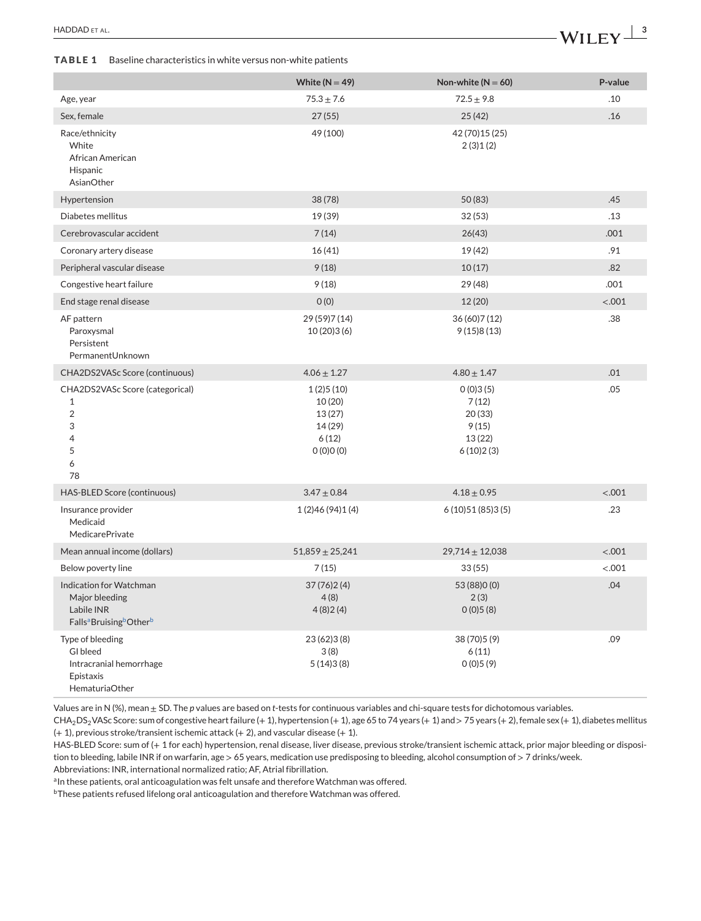**TABLE 1** Baseline characteristics in white versus non-white patients

| | White (N = 49) | Non-white (N = 60) | P-value |
|---|---|---|---|
| Age, year | 75.3 ± 7.6 | 72.5 ± 9.8 | .10 |
| Sex, female | 27 (55) | 25 (42) | .16 |
| Race/ethnicity | | | |
| White | 49 (100) | | |
| African American | | 42 (70) | |
| Hispanic | | 15 (25) | |
| Asian | | 2 (3) | |
| Other | | 1 (2) | |
| Hypertension | 38 (78) | 50 (83) | .45 |
| Diabetes mellitus | 19 (39) | 32 (53) | .13 |
| Cerebrovascular accident | 7 (14) | 26(43) | .001 |
| Coronary artery disease | 16 (41) | 19 (42) | .91 |
| Peripheral vascular disease | 9 (18) | 10 (17) | .82 |
| Congestive heart failure | 9 (18) | 29 (48) | .001 |
| End stage renal disease | 0 (0) | 12 (20) | <.001 |
| AF pattern | | | .38 |
| Paroxysmal | 29 (59) | 36 (60) | |
| Persistent | 7 (14) | 7 (12) | |
| Permanent | 10 (20) | 9 (15) | |
| Unknown | 3 (6) | 8 (13) | |
| CHA2DS2VASc Score (continuous) | 4.06 ± 1.27 | 4.80 ± 1.47 | .01 |
| CHA2DS2VASc Score (categorical) | | | .05 |
| 1 | 1 (2) | 0 (0) | |
| 2 | 5 (10) | 3 (5) | |
| 3 | 10 (20) | 7 (12) | |
| 4 | 13 (27) | 20 (33) | |
| 5 | 14 (29) | 9 (15) | |
| 6 | 6 (12) | 13 (22) | |
| 7 | 0 (0) | 6 (10) | |
| 8 | 0 (0) | 2 (3) | |
| HAS-BLED Score (continuous) | 3.47 ± 0.84 | 4.18 ± 0.95 | <.001 |
| Insurance provider | | | .23 |
| Medicaid | 1 (2) | 6 (10) | |
| Medicare | 46 (94) | 51 (85) | |
| Private | 1 (4) | 3 (5) | |
| Mean annual income (dollars) | 51,859 ± 25,241 | 29,714 ± 12,038 | <.001 |
| Below poverty line | 7 (15) | 33 (55) | <.001 |
| Indication for Watchman | | | .04 |
| Major bleeding | 37 (76) | 53 (88) | |
| Labile INR | 2 (4) | 0 (0) | |
| Falls[a] | 4 (8) | 2 (3) | |
| Bruising[b] | 4 (8) | 0 (0) | |
| Other[b] | 2 (4) | 5 (8) | |
| Type of bleeding | | | .09 |
| GI bleed | 23 (62) | 38 (70) | |
| Intracranial hemorrhage | 3 (8) | 5 (9) | |
| Epistaxis | 3 (8) | 6 (11) | |
| Hematuria | 5 (14) | 0 (0) | |
| Other | 3 (8) | 5 (9) | |

Values are in N (%), mean ± SD. The *p* values are based on *t*-tests for continuous variables and chi-square tests for dichotomous variables.

$CHA_2DS_2VASc$ Score: sum of congestive heart failure (+ 1), hypertension (+ 1), age 65 to 74 years (+ 1) and > 75 years (+ 2), female sex (+ 1), diabetes mellitus (+ 1), previous stroke/transient ischemic attack (+ 2), and vascular disease (+ 1).

HAS-BLED Score: sum of (+ 1 for each) hypertension, renal disease, liver disease, previous stroke/transient ischemic attack, prior major bleeding or disposition to bleeding, labile INR if on warfarin, age > 65 years, medication use predisposing to bleeding, alcohol consumption of > 7 drinks/week.

Abbreviations: INR, international normalized ratio; AF, Atrial fibrillation.

[a]In these patients, oral anticoagulation was felt unsafe and therefore Watchman was offered.

[b]These patients refused lifelong oral anticoagulation and therefore Watchman was offered.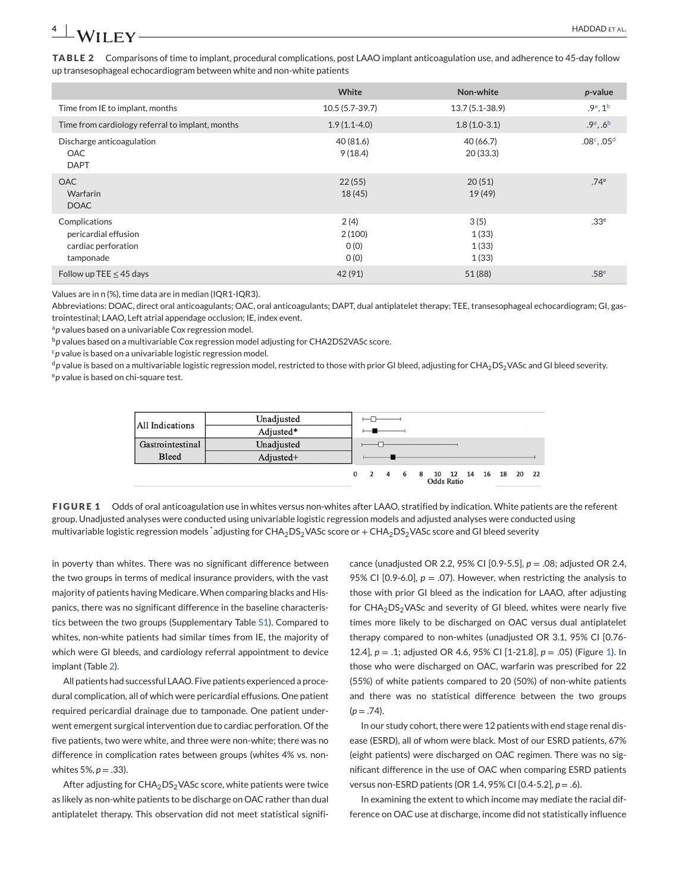**TABLE 2** Comparisons of time to implant, procedural complications, post LAAO implant anticoagulation use, and adherence to 45-day follow up transesophageal echocardiogram between white and non-white patients

| | White | Non-white | *p*-value |
|---|---|---|---|
| Time from IE to implant, months | 10.5 (5.7-39.7) | 13.7 (5.1-38.9) | .9[a], 1[b] |
| Time from cardiology referral to implant, months | 1.9 (1.1-4.0) | 1.8 (1.0-3.1) | .9[a], .6[b] |
| Discharge anticoagulation | | | .08[c], .05[d] |
| OAC | 40 (81.6) | 40 (66.7) | |
| DAPT | 9 (18.4) | 20 (33.3) | |
| OAC | | | .74[e] |
| Warfarin | 22 (55) | 20 (51) | |
| DOAC | 18 (45) | 19 (49) | |
| Complications | 2 (4) | 3 (5) | .33[e] |
| pericardial effusion | 2 (100) | 1 (33) | |
| cardiac perforation | 0 (0) | 1 (33) | |
| tamponade | 0 (0) | 1 (33) | |
| Follow up TEE ≤ 45 days | 42 (91) | 51 (88) | .58[e] |

Values are in n (%), time data are in median (IQR1-IQR3).

Abbreviations: DOAC, direct oral anticoagulants; OAC, oral anticoagulants; DAPT, dual antiplatelet therapy; TEE, transesophageal echocardiogram; GI, gastrointestinal; LAAO, Left atrial appendage occlusion; IE, index event.

[a] *p* values based on a univariable Cox regression model.

[b] *p* values based on a multivariable Cox regression model adjusting for CHA2DS2VASc score.

[c] *p* value is based on a univariable logistic regression model.

[d] *p* value is based on a multivariable logistic regression model, restricted to those with prior GI bleed, adjusting for $CHA_2DS_2$VASc and GI bleed severity.

[e] *p* value is based on chi-square test.

All Indications
Unadjusted
Adjusted*
Gastrointestinal Bleed
Unadjusted
Adjusted+
0 2 4 6 8 10 12 14 16 18 20 22
Odds Ratio

**FIGURE 1** Odds of oral anticoagulation use in whites versus non-whites after LAAO, stratified by indication. White patients are the referent group. Unadjusted analyses were conducted using univariable logistic regression models and adjusted analyses were conducted using multivariable logistic regression models *adjusting for $CHA_2DS_2$VASc score or + $CHA_2DS_2$VASc score and GI bleed severity

in poverty than whites. There was no significant difference between the two groups in terms of medical insurance providers, with the vast majority of patients having Medicare. When comparing blacks and Hispanics, there was no significant difference in the baseline characteristics between the two groups (Supplementary Table S1). Compared to whites, non-white patients had similar times from IE, the majority of which were GI bleeds, and cardiology referral appointment to device implant (Table 2).

All patients had successful LAAO. Five patients experienced a procedural complication, all of which were pericardial effusions. One patient required pericardial drainage due to tamponade. One patient underwent emergent surgical intervention due to cardiac perforation. Of the five patients, two were white, and three were non-white; there was no difference in complication rates between groups (whites 4% vs. non-whites 5%, $p = .33$).

After adjusting for $CHA_2DS_2$VASc score, white patients were twice as likely as non-white patients to be discharge on OAC rather than dual antiplatelet therapy. This observation did not meet statistical significance (unadjusted OR 2.2, 95% CI [0.9-5.5], $p = .08$; adjusted OR 2.4, 95% CI [0.9-6.0], $p = .07$). However, when restricting the analysis to those with prior GI bleed as the indication for LAAO, after adjusting for $CHA_2DS_2$VASc and severity of GI bleed, whites were nearly five times more likely to be discharged on OAC versus dual antiplatelet therapy compared to non-whites (unadjusted OR 3.1, 95% CI [0.76-12.4], $p = .1$; adjusted OR 4.6, 95% CI [1-21.8], $p = .05$) (Figure 1). In those who were discharged on OAC, warfarin was prescribed for 22 (55%) of white patients compared to 20 (50%) of non-white patients and there was no statistical difference between the two groups ($p = .74$).

In our study cohort, there were 12 patients with end stage renal disease (ESRD), all of whom were black. Most of our ESRD patients, 67% (eight patients) were discharged on OAC regimen. There was no significant difference in the use of OAC when comparing ESRD patients versus non-ESRD patients (OR 1.4, 95% CI [0.4-5.2], $p = .6$).

In examining the extent to which income may mediate the racial difference on OAC use at discharge, income did not statistically influence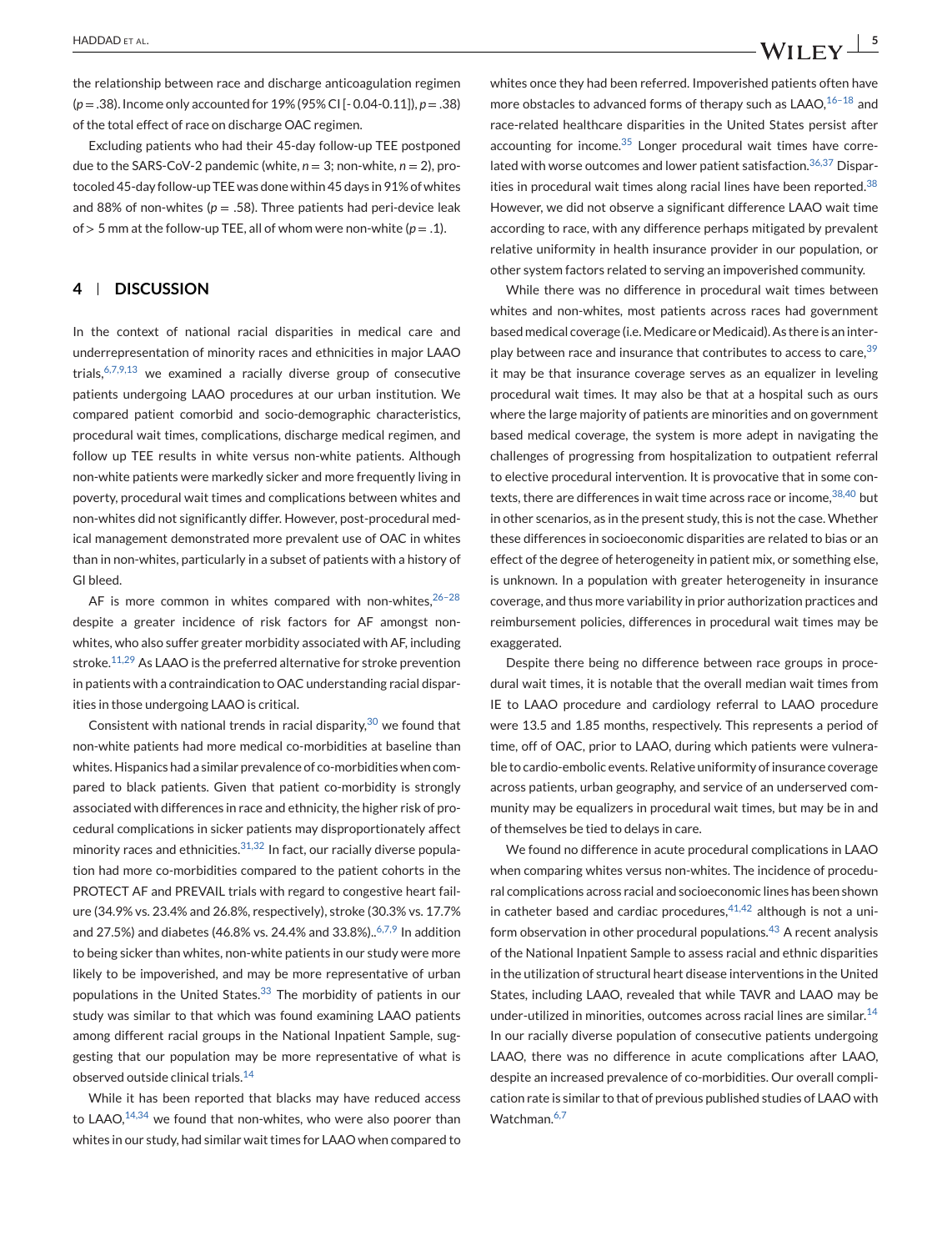the relationship between race and discharge anticoagulation regimen ($p = .38$). Income only accounted for 19% (95% CI [- 0.04-0.11]), $p = .38$) of the total effect of race on discharge OAC regimen.

Excluding patients who had their 45-day follow-up TEE postponed due to the SARS-CoV-2 pandemic (white, $n = 3$; non-white, $n = 2$), protocoled 45-day follow-up TEE was done within 45 days in 91% of whites and 88% of non-whites ($p = .58$). Three patients had peri-device leak of > 5 mm at the follow-up TEE, all of whom were non-white ($p = .1$).

## 4 | DISCUSSION

In the context of national racial disparities in medical care and underrepresentation of minority races and ethnicities in major LAAO trials,[6,7,9,13] we examined a racially diverse group of consecutive patients undergoing LAAO procedures at our urban institution. We compared patient comorbid and socio-demographic characteristics, procedural wait times, complications, discharge medical regimen, and follow up TEE results in white versus non-white patients. Although non-white patients were markedly sicker and more frequently living in poverty, procedural wait times and complications between whites and non-whites did not significantly differ. However, post-procedural medical management demonstrated more prevalent use of OAC in whites than in non-whites, particularly in a subset of patients with a history of GI bleed.

AF is more common in whites compared with non-whites,[26–28] despite a greater incidence of risk factors for AF amongst non-whites, who also suffer greater morbidity associated with AF, including stroke.[11,29] As LAAO is the preferred alternative for stroke prevention in patients with a contraindication to OAC understanding racial disparities in those undergoing LAAO is critical.

Consistent with national trends in racial disparity,[30] we found that non-white patients had more medical co-morbidities at baseline than whites. Hispanics had a similar prevalence of co-morbidities when compared to black patients. Given that patient co-morbidity is strongly associated with differences in race and ethnicity, the higher risk of procedural complications in sicker patients may disproportionately affect minority races and ethnicities.[31,32] In fact, our racially diverse population had more co-morbidities compared to the patient cohorts in the PROTECT AF and PREVAIL trials with regard to congestive heart failure (34.9% vs. 23.4% and 26.8%, respectively), stroke (30.3% vs. 17.7% and 27.5%) and diabetes (46.8% vs. 24.4% and 33.8%)..[6,7,9] In addition to being sicker than whites, non-white patients in our study were more likely to be impoverished, and may be more representative of urban populations in the United States.[33] The morbidity of patients in our study was similar to that which was found examining LAAO patients among different racial groups in the National Inpatient Sample, suggesting that our population may be more representative of what is observed outside clinical trials.[14]

While it has been reported that blacks may have reduced access to LAAO,[14,34] we found that non-whites, who were also poorer than whites in our study, had similar wait times for LAAO when compared to whites once they had been referred. Impoverished patients often have more obstacles to advanced forms of therapy such as LAAO,[16–18] and race-related healthcare disparities in the United States persist after accounting for income.[35] Longer procedural wait times have correlated with worse outcomes and lower patient satisfaction.[36,37] Disparities in procedural wait times along racial lines have been reported.[38] However, we did not observe a significant difference LAAO wait time according to race, with any difference perhaps mitigated by prevalent relative uniformity in health insurance provider in our population, or other system factors related to serving an impoverished community.

While there was no difference in procedural wait times between whites and non-whites, most patients across races had government based medical coverage (i.e. Medicare or Medicaid). As there is an interplay between race and insurance that contributes to access to care,[39] it may be that insurance coverage serves as an equalizer in leveling procedural wait times. It may also be that at a hospital such as ours where the large majority of patients are minorities and on government based medical coverage, the system is more adept in navigating the challenges of progressing from hospitalization to outpatient referral to elective procedural intervention. It is provocative that in some contexts, there are differences in wait time across race or income,[38,40] but in other scenarios, as in the present study, this is not the case. Whether these differences in socioeconomic disparities are related to bias or an effect of the degree of heterogeneity in patient mix, or something else, is unknown. In a population with greater heterogeneity in insurance coverage, and thus more variability in prior authorization practices and reimbursement policies, differences in procedural wait times may be exaggerated.

Despite there being no difference between race groups in procedural wait times, it is notable that the overall median wait times from IE to LAAO procedure and cardiology referral to LAAO procedure were 13.5 and 1.85 months, respectively. This represents a period of time, off of OAC, prior to LAAO, during which patients were vulnerable to cardio-embolic events. Relative uniformity of insurance coverage across patients, urban geography, and service of an underserved community may be equalizers in procedural wait times, but may be in and of themselves be tied to delays in care.

We found no difference in acute procedural complications in LAAO when comparing whites versus non-whites. The incidence of procedural complications across racial and socioeconomic lines has been shown in catheter based and cardiac procedures,[41,42] although is not a uniform observation in other procedural populations.[43] A recent analysis of the National Inpatient Sample to assess racial and ethnic disparities in the utilization of structural heart disease interventions in the United States, including LAAO, revealed that while TAVR and LAAO may be under-utilized in minorities, outcomes across racial lines are similar.[14] In our racially diverse population of consecutive patients undergoing LAAO, there was no difference in acute complications after LAAO, despite an increased prevalence of co-morbidities. Our overall complication rate is similar to that of previous published studies of LAAO with Watchman.[6,7]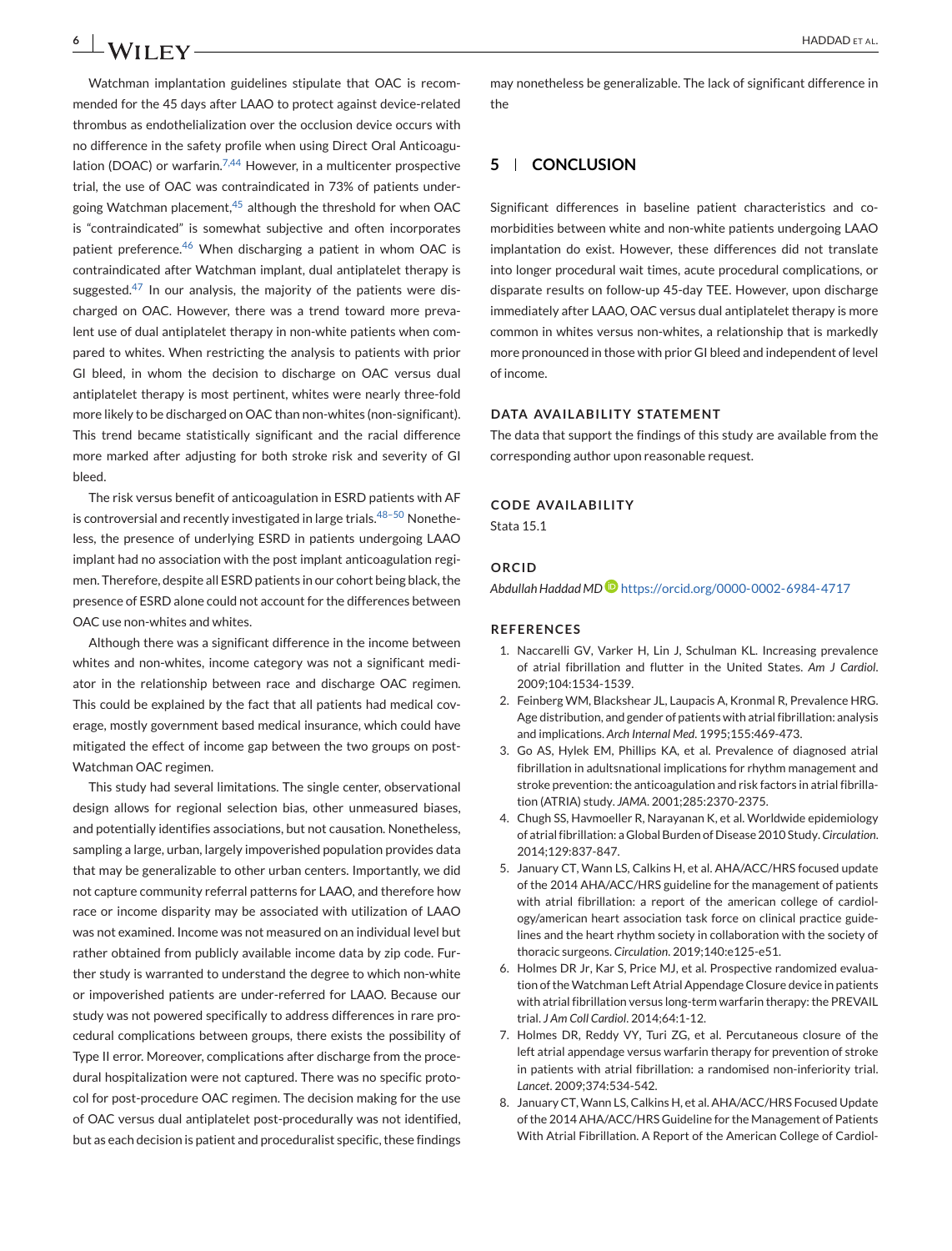Watchman implantation guidelines stipulate that OAC is recommended for the 45 days after LAAO to protect against device-related thrombus as endothelialization over the occlusion device occurs with no difference in the safety profile when using Direct Oral Anticoagulation (DOAC) or warfarin.[7,44] However, in a multicenter prospective trial, the use of OAC was contraindicated in 73% of patients undergoing Watchman placement,[45] although the threshold for when OAC is "contraindicated" is somewhat subjective and often incorporates patient preference.[46] When discharging a patient in whom OAC is contraindicated after Watchman implant, dual antiplatelet therapy is suggested.[47] In our analysis, the majority of the patients were discharged on OAC. However, there was a trend toward more prevalent use of dual antiplatelet therapy in non-white patients when compared to whites. When restricting the analysis to patients with prior GI bleed, in whom the decision to discharge on OAC versus dual antiplatelet therapy is most pertinent, whites were nearly three-fold more likely to be discharged on OAC than non-whites (non-significant). This trend became statistically significant and the racial difference more marked after adjusting for both stroke risk and severity of GI bleed.

The risk versus benefit of anticoagulation in ESRD patients with AF is controversial and recently investigated in large trials.[48–50] Nonetheless, the presence of underlying ESRD in patients undergoing LAAO implant had no association with the post implant anticoagulation regimen. Therefore, despite all ESRD patients in our cohort being black, the presence of ESRD alone could not account for the differences between OAC use non-whites and whites.

Although there was a significant difference in the income between whites and non-whites, income category was not a significant mediator in the relationship between race and discharge OAC regimen. This could be explained by the fact that all patients had medical coverage, mostly government based medical insurance, which could have mitigated the effect of income gap between the two groups on post-Watchman OAC regimen.

This study had several limitations. The single center, observational design allows for regional selection bias, other unmeasured biases, and potentially identifies associations, but not causation. Nonetheless, sampling a large, urban, largely impoverished population provides data that may be generalizable to other urban centers. Importantly, we did not capture community referral patterns for LAAO, and therefore how race or income disparity may be associated with utilization of LAAO was not examined. Income was not measured on an individual level but rather obtained from publicly available income data by zip code. Further study is warranted to understand the degree to which non-white or impoverished patients are under-referred for LAAO. Because our study was not powered specifically to address differences in rare procedural complications between groups, there exists the possibility of Type II error. Moreover, complications after discharge from the procedural hospitalization were not captured. There was no specific protocol for post-procedure OAC regimen. The decision making for the use of OAC versus dual antiplatelet post-procedurally was not identified, but as each decision is patient and proceduralist specific, these findings may nonetheless be generalizable. The lack of significant difference in the

## 5 | CONCLUSION

Significant differences in baseline patient characteristics and comorbidities between white and non-white patients undergoing LAAO implantation do exist. However, these differences did not translate into longer procedural wait times, acute procedural complications, or disparate results on follow-up 45-day TEE. However, upon discharge immediately after LAAO, OAC versus dual antiplatelet therapy is more common in whites versus non-whites, a relationship that is markedly more pronounced in those with prior GI bleed and independent of level of income.

### DATA AVAILABILITY STATEMENT

The data that support the findings of this study are available from the corresponding author upon reasonable request.

### CODE AVAILABILITY

Stata 15.1

### ORCID

*Abdullah Haddad MD* https://orcid.org/0000-0002-6984-4717

### REFERENCES

1. Naccarelli GV, Varker H, Lin J, Schulman KL. Increasing prevalence of atrial fibrillation and flutter in the United States. *Am J Cardiol*. 2009;104:1534-1539.
2. Feinberg WM, Blackshear JL, Laupacis A, Kronmal R, Prevalence HRG. Age distribution, and gender of patients with atrial fibrillation: analysis and implications. *Arch Internal Med*. 1995;155:469-473.
3. Go AS, Hylek EM, Phillips KA, et al. Prevalence of diagnosed atrial fibrillation in adultsnational implications for rhythm management and stroke prevention: the anticoagulation and risk factors in atrial fibrillation (ATRIA) study. *JAMA*. 2001;285:2370-2375.
4. Chugh SS, Havmoeller R, Narayanan K, et al. Worldwide epidemiology of atrial fibrillation: a Global Burden of Disease 2010 Study. *Circulation*. 2014;129:837-847.
5. January CT, Wann LS, Calkins H, et al. AHA/ACC/HRS focused update of the 2014 AHA/ACC/HRS guideline for the management of patients with atrial fibrillation: a report of the american college of cardiology/american heart association task force on clinical practice guidelines and the heart rhythm society in collaboration with the society of thoracic surgeons. *Circulation*. 2019;140:e125-e51.
6. Holmes DR Jr, Kar S, Price MJ, et al. Prospective randomized evaluation of the Watchman Left Atrial Appendage Closure device in patients with atrial fibrillation versus long-term warfarin therapy: the PREVAIL trial. *J Am Coll Cardiol*. 2014;64:1-12.
7. Holmes DR, Reddy VY, Turi ZG, et al. Percutaneous closure of the left atrial appendage versus warfarin therapy for prevention of stroke in patients with atrial fibrillation: a randomised non-inferiority trial. *Lancet*. 2009;374:534-542.
8. January CT, Wann LS, Calkins H, et al. AHA/ACC/HRS Focused Update of the 2014 AHA/ACC/HRS Guideline for the Management of Patients With Atrial Fibrillation. A Report of the American College of Cardiol-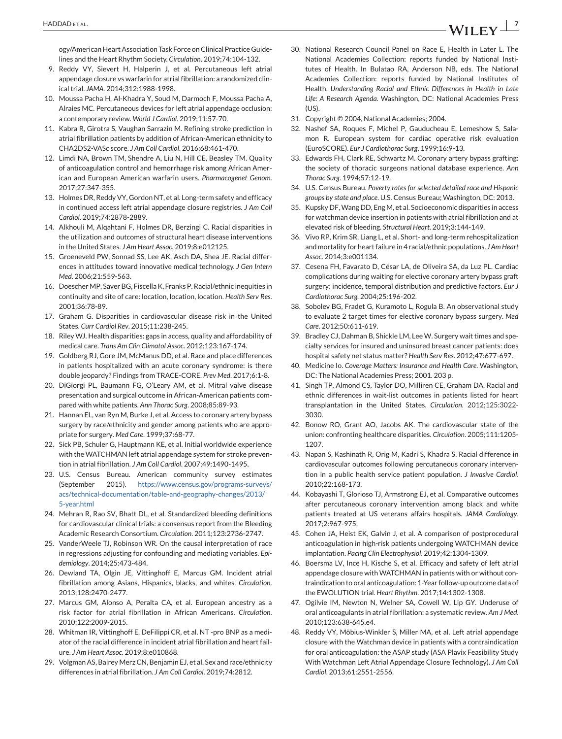ogy/American Heart Association Task Force on Clinical Practice Guidelines and the Heart Rhythm Society. *Circulation*. 2019;74:104-132.

9. Reddy VY, Sievert H, Halperin J, et al. Percutaneous left atrial appendage closure vs warfarin for atrial fibrillation: a randomized clinical trial. *JAMA*. 2014;312:1988-1998.
10. Moussa Pacha H, Al-Khadra Y, Soud M, Darmoch F, Moussa Pacha A, Alraies MC. Percutaneous devices for left atrial appendage occlusion: a contemporary review. *World J Cardiol*. 2019;11:57-70.
11. Kabra R, Girotra S, Vaughan Sarrazin M. Refining stroke prediction in atrial fibrillation patients by addition of African-American ethnicity to CHA2DS2-VASc score. *J Am Coll Cardiol*. 2016;68:461-470.
12. Limdi NA, Brown TM, Shendre A, Liu N, Hill CE, Beasley TM. Quality of anticoagulation control and hemorrhage risk among African American and European American warfarin users. *Pharmacogenet Genom*. 2017;27:347-355.
13. Holmes DR, Reddy VY, Gordon NT, et al. Long-term safety and efficacy in continued access left atrial appendage closure registries. *J Am Coll Cardiol*. 2019;74:2878-2889.
14. Alkhouli M, Alqahtani F, Holmes DR, Berzingi C. Racial disparities in the utilization and outcomes of structural heart disease interventions in the United States. *J Am Heart Assoc*. 2019;8:e012125.
15. Groeneveld PW, Sonnad SS, Lee AK, Asch DA, Shea JE. Racial differences in attitudes toward innovative medical technology. *J Gen Intern Med*. 2006;21:559-563.
16. Doescher MP, Saver BG, Fiscella K, Franks P. Racial/ethnic inequities in continuity and site of care: location, location, location. *Health Serv Res*. 2001;36:78-89.
17. Graham G. Disparities in cardiovascular disease risk in the United States. *Curr Cardiol Rev*. 2015;11:238-245.
18. Riley WJ. Health disparities: gaps in access, quality and affordability of medical care. *Trans Am Clin Climatol Assoc*. 2012;123:167-174.
19. Goldberg RJ, Gore JM, McManus DD, et al. Race and place differences in patients hospitalized with an acute coronary syndrome: is there double jeopardy? Findings from TRACE-CORE. *Prev Med*. 2017;6:1-8.
20. DiGiorgi PL, Baumann FG, O'Leary AM, et al. Mitral valve disease presentation and surgical outcome in African-American patients compared with white patients. *Ann Thorac Surg*. 2008;85:89-93.
21. Hannan EL, van Ryn M, Burke J, et al. Access to coronary artery bypass surgery by race/ethnicity and gender among patients who are appropriate for surgery. *Med Care*. 1999;37:68-77.
22. Sick PB, Schuler G, Hauptmann KE, et al. Initial worldwide experience with the WATCHMAN left atrial appendage system for stroke prevention in atrial fibrillation. *J Am Coll Cardiol*. 2007;49:1490-1495.
23. U.S. Census Bureau. American community survey estimates (September 2015). https://www.census.gov/programs-surveys/acs/technical-documentation/table-and-geography-changes/2013/5-year.html
24. Mehran R, Rao SV, Bhatt DL, et al. Standardized bleeding definitions for cardiovascular clinical trials: a consensus report from the Bleeding Academic Research Consortium. *Circulation*. 2011;123:2736-2747.
25. VanderWeele TJ, Robinson WR. On the causal interpretation of race in regressions adjusting for confounding and mediating variables. *Epidemiology*. 2014;25:473-484.
26. Dewland TA, Olgin JE, Vittinghoff E, Marcus GM. Incident atrial fibrillation among Asians, Hispanics, blacks, and whites. *Circulation*. 2013;128:2470-2477.
27. Marcus GM, Alonso A, Peralta CA, et al. European ancestry as a risk factor for atrial fibrillation in African Americans. *Circulation*. 2010;122:2009-2015.
28. Whitman IR, Vittinghoff E, DeFilippi CR, et al. NT -pro BNP as a mediator of the racial difference in incident atrial fibrillation and heart failure. *J Am Heart Assoc*. 2019;8:e010868.
29. Volgman AS, Bairey Merz CN, Benjamin EJ, et al. Sex and race/ethnicity differences in atrial fibrillation. *J Am Coll Cardiol*. 2019;74:2812.
30. National Research Council Panel on Race E, Health in Later L. The National Academies Collection: reports funded by National Institutes of Health. In Bulatao RA, Anderson NB, eds. The National Academies Collection: reports funded by National Institutes of Health. *Understanding Racial and Ethnic Differences in Health in Late Life: A Research Agenda*. Washington, DC: National Academies Press (US).
31. Copyright © 2004, National Academies; 2004.
32. Nashef SA, Roques F, Michel P, Gauducheau E, Lemeshow S, Salamon R. European system for cardiac operative risk evaluation (EuroSCORE). *Eur J Cardiothorac Surg*. 1999;16:9-13.
33. Edwards FH, Clark RE, Schwartz M. Coronary artery bypass grafting: the society of thoracic surgeons national database experience. *Ann Thorac Surg*. 1994;57:12-19.
34. U.S. Census Bureau. *Poverty rates for selected detailed race and Hispanic groups by state and place.* U.S. Census Bureau; Washington, DC: 2013.
35. Kupsky DF, Wang DD, Eng M, et al. Socioeconomic disparities in access for watchman device insertion in patients with atrial fibrillation and at elevated risk of bleeding. *Structural Heart*. 2019;3:144-149.
36. Vivo RP, Krim SR, Liang L, et al. Short- and long-term rehospitalization and mortality for heart failure in 4 racial/ethnic populations. *J Am Heart Assoc*. 2014;3:e001134.
37. Cesena FH, Favarato D, César LA, de Oliveira SA, da Luz PL. Cardiac complications during waiting for elective coronary artery bypass graft surgery: incidence, temporal distribution and predictive factors. *Eur J Cardiothorac Surg*. 2004;25:196-202.
38. Sobolev BG, Fradet G, Kuramoto L, Rogula B. An observational study to evaluate 2 target times for elective coronary bypass surgery. *Med Care*. 2012;50:611-619.
39. Bradley CJ, Dahman B, Shickle LM, Lee W. Surgery wait times and specialty services for insured and uninsured breast cancer patients: does hospital safety net status matter? *Health Serv Res*. 2012;47:677-697.
40. Medicine Io. *Coverage Matters: Insurance and Health Care.* Washington, DC: The National Academies Press; 2001. 203 p.
41. Singh TP, Almond CS, Taylor DO, Milliren CE, Graham DA. Racial and ethnic differences in wait-list outcomes in patients listed for heart transplantation in the United States. *Circulation*. 2012;125:3022-3030.
42. Bonow RO, Grant AO, Jacobs AK. The cardiovascular state of the union: confronting healthcare disparities. *Circulation*. 2005;111:1205-1207.
43. Napan S, Kashinath R, Orig M, Kadri S, Khadra S. Racial difference in cardiovascular outcomes following percutaneous coronary intervention in a public health service patient population. *J Invasive Cardiol*. 2010;22:168-173.
44. Kobayashi T, Glorioso TJ, Armstrong EJ, et al. Comparative outcomes after percutaneous coronary intervention among black and white patients treated at US veterans affairs hospitals. *JAMA Cardiology*. 2017;2:967-975.
45. Cohen JA, Heist EK, Galvin J, et al. A comparison of postprocedural anticoagulation in high-risk patients undergoing WATCHMAN device implantation. *Pacing Clin Electrophysiol*. 2019;42:1304-1309.
46. Boersma LV, Ince H, Kische S, et al. Efficacy and safety of left atrial appendage closure with WATCHMAN in patients with or without contraindication to oral anticoagulation: 1-Year follow-up outcome data of the EWOLUTION trial. *Heart Rhythm*. 2017;14:1302-1308.
47. Ogilvie IM, Newton N, Welner SA, Cowell W, Lip GY. Underuse of oral anticoagulants in atrial fibrillation: a systematic review. *Am J Med*. 2010;123:638-645.e4.
48. Reddy VY, Möbius-Winkler S, Miller MA, et al. Left atrial appendage closure with the Watchman device in patients with a contraindication for oral anticoagulation: the ASAP study (ASA Plavix Feasibility Study With Watchman Left Atrial Appendage Closure Technology). *J Am Coll Cardiol*. 2013;61:2551-2556.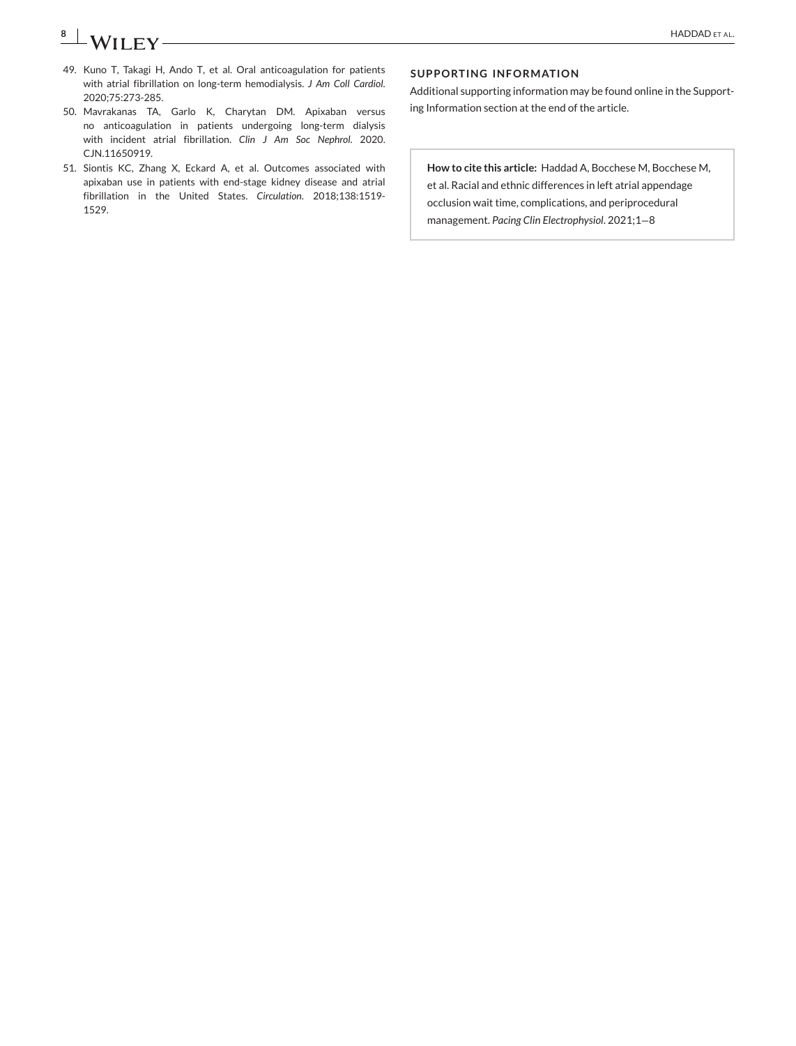49. Kuno T, Takagi H, Ando T, et al. Oral anticoagulation for patients with atrial fibrillation on long-term hemodialysis. *J Am Coll Cardiol*. 2020;75:273-285.
50. Mavrakanas TA, Garlo K, Charytan DM. Apixaban versus no anticoagulation in patients undergoing long-term dialysis with incident atrial fibrillation. *Clin J Am Soc Nephrol*. 2020. CJN.11650919.
51. Siontis KC, Zhang X, Eckard A, et al. Outcomes associated with apixaban use in patients with end-stage kidney disease and atrial fibrillation in the United States. *Circulation*. 2018;138:1519-1529.

## SUPPORTING INFORMATION

Additional supporting information may be found online in the Supporting Information section at the end of the article.

**How to cite this article:** Haddad A, Bocchese M, Bocchese M, et al. Racial and ethnic differences in left atrial appendage occlusion wait time, complications, and periprocedural management. *Pacing Clin Electrophysiol*. 2021;1–8